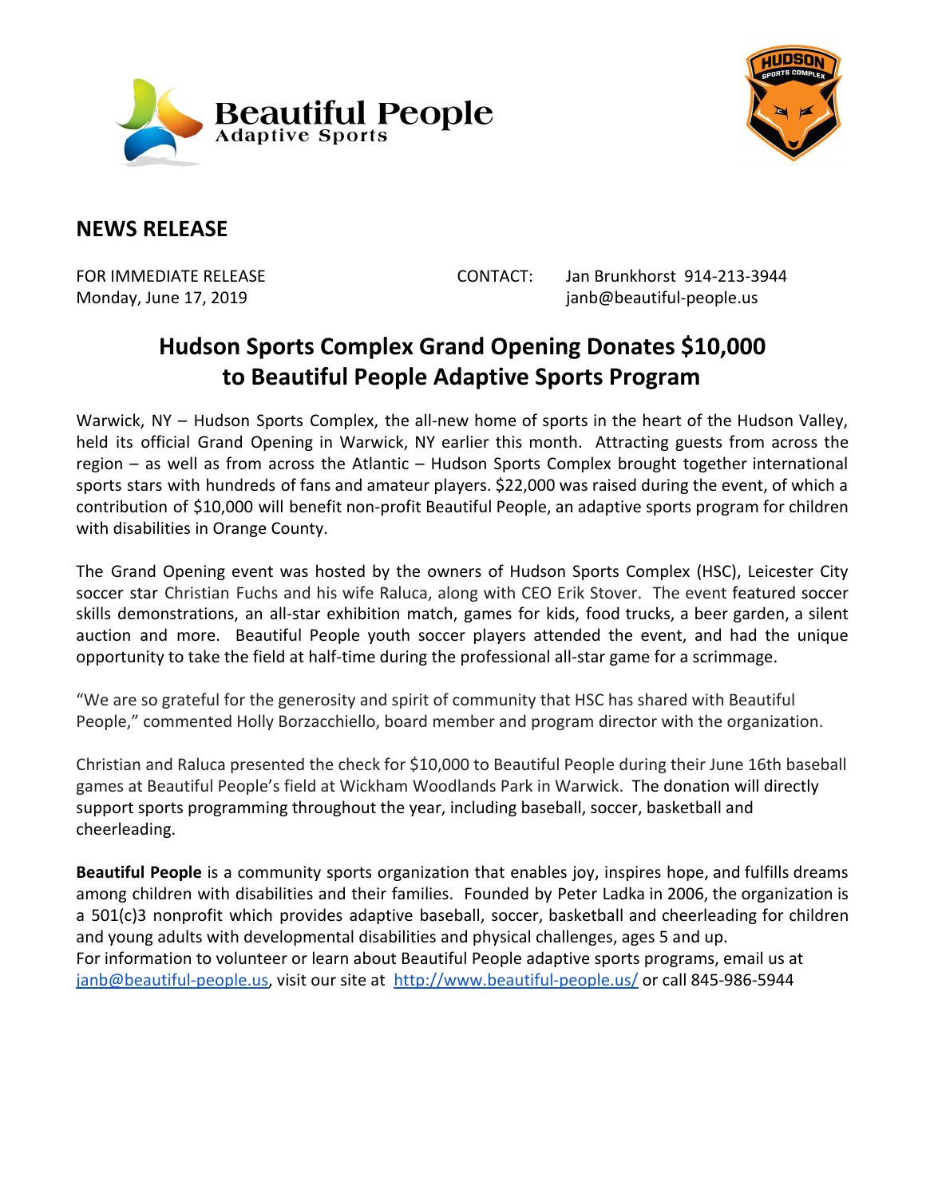## NEWS RELEASE

FOR IMMEDIATE RELEASE
Monday, June 17, 2019

CONTACT: Jan Brunkhorst 914-213-3944
janb@beautiful-people.us

# Hudson Sports Complex Grand Opening Donates $10,000 to Beautiful People Adaptive Sports Program

Warwick, NY – Hudson Sports Complex, the all-new home of sports in the heart of the Hudson Valley, held its official Grand Opening in Warwick, NY earlier this month. Attracting guests from across the region – as well as from across the Atlantic – Hudson Sports Complex brought together international sports stars with hundreds of fans and amateur players. $22,000 was raised during the event, of which a contribution of $10,000 will benefit non-profit Beautiful People, an adaptive sports program for children with disabilities in Orange County.

The Grand Opening event was hosted by the owners of Hudson Sports Complex (HSC), Leicester City soccer star Christian Fuchs and his wife Raluca, along with CEO Erik Stover. The event featured soccer skills demonstrations, an all-star exhibition match, games for kids, food trucks, a beer garden, a silent auction and more. Beautiful People youth soccer players attended the event, and had the unique opportunity to take the field at half-time during the professional all-star game for a scrimmage.

"We are so grateful for the generosity and spirit of community that HSC has shared with Beautiful People," commented Holly Borzacchiello, board member and program director with the organization.

Christian and Raluca presented the check for $10,000 to Beautiful People during their June 16th baseball games at Beautiful People's field at Wickham Woodlands Park in Warwick. The donation will directly support sports programming throughout the year, including baseball, soccer, basketball and cheerleading.

**Beautiful People** is a community sports organization that enables joy, inspires hope, and fulfills dreams among children with disabilities and their families. Founded by Peter Ladka in 2006, the organization is a 501(c)3 nonprofit which provides adaptive baseball, soccer, basketball and cheerleading for children and young adults with developmental disabilities and physical challenges, ages 5 and up.
For information to volunteer or learn about Beautiful People adaptive sports programs, email us at janb@beautiful-people.us, visit our site at http://www.beautiful-people.us/ or call 845-986-5944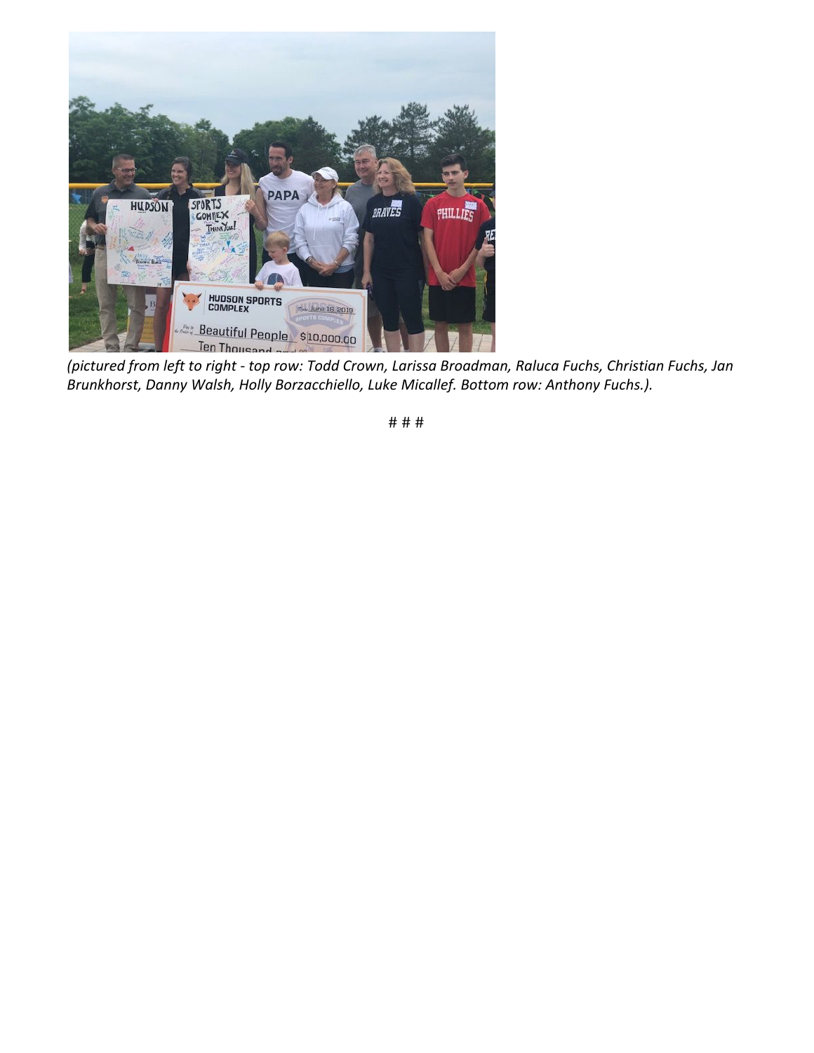*(pictured from left to right - top row: Todd Crown, Larissa Broadman, Raluca Fuchs, Christian Fuchs, Jan Brunkhorst, Danny Walsh, Holly Borzacchiello, Luke Micallef. Bottom row: Anthony Fuchs.).*

# # #